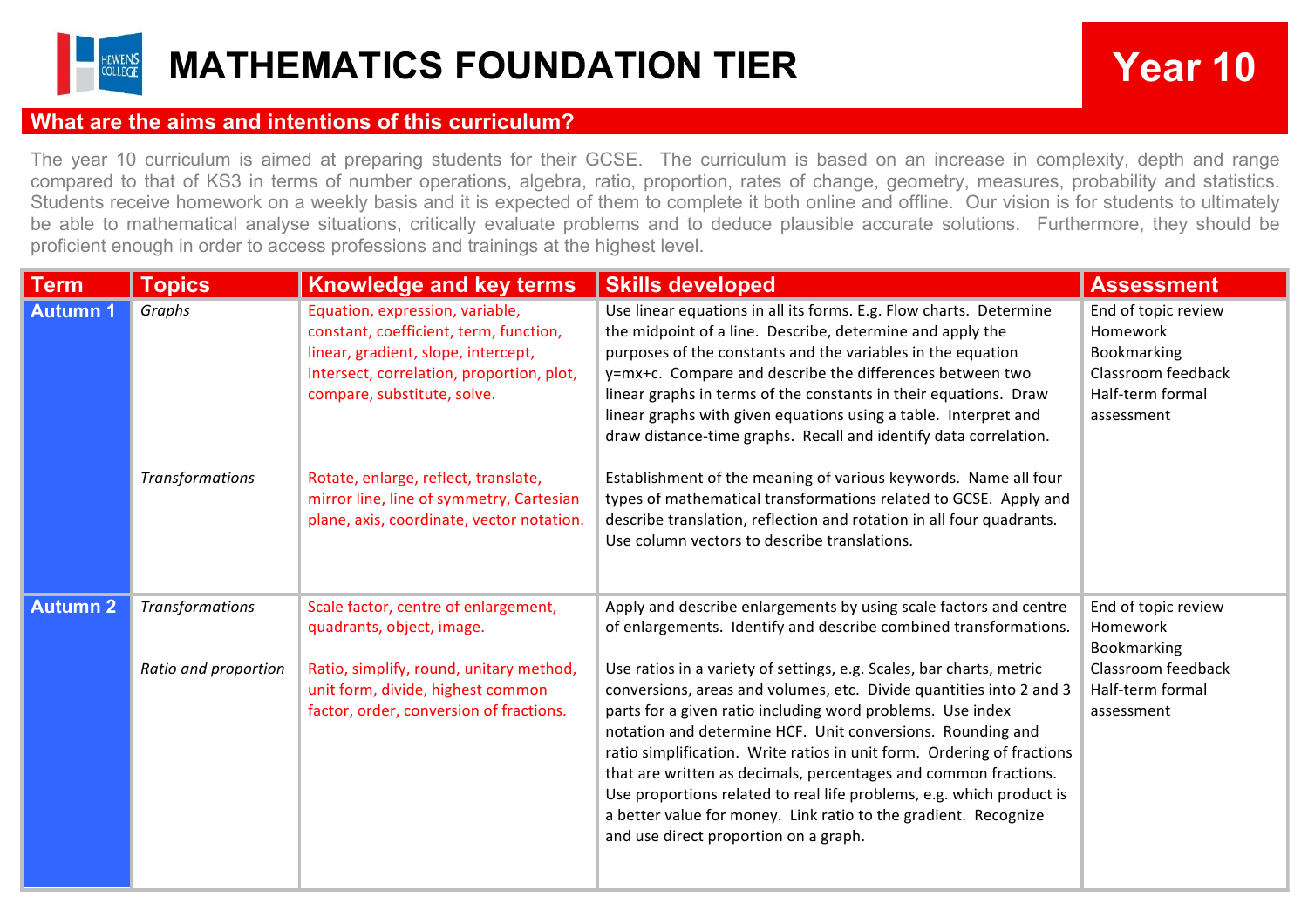# MATHEMATICS FOUNDATION TIER

## Year 10

### What are the aims and intentions of this curriculum?

The year 10 curriculum is aimed at preparing students for their GCSE. The curriculum is based on an increase in complexity, depth and range compared to that of KS3 in terms of number operations, algebra, ratio, proportion, rates of change, geometry, measures, probability and statistics. Students receive homework on a weekly basis and it is expected of them to complete it both online and offline. Our vision is for students to ultimately be able to mathematical analyse situations, critically evaluate problems and to deduce plausible accurate solutions. Furthermore, they should be proficient enough in order to access professions and trainings at the highest level.

| Term | Topics | Knowledge and key terms | Skills developed | Assessment |
|---|---|---|---|---|
| **Autumn 1** | *Graphs* | Equation, expression, variable, constant, coefficient, term, function, linear, gradient, slope, intercept, intersect, correlation, proportion, plot, compare, substitute, solve. | Use linear equations in all its forms. E.g. Flow charts. Determine the midpoint of a line. Describe, determine and apply the purposes of the constants and the variables in the equation y=mx+c. Compare and describe the differences between two linear graphs in terms of the constants in their equations. Draw linear graphs with given equations using a table. Interpret and draw distance-time graphs. Recall and identify data correlation. | End of topic review<br>Homework<br>Bookmarking<br>Classroom feedback<br>Half-term formal assessment |
| | *Transformations* | Rotate, enlarge, reflect, translate, mirror line, line of symmetry, Cartesian plane, axis, coordinate, vector notation. | Establishment of the meaning of various keywords. Name all four types of mathematical transformations related to GCSE. Apply and describe translation, reflection and rotation in all four quadrants. Use column vectors to describe translations. | |
| **Autumn 2** | *Transformations* | Scale factor, centre of enlargement, quadrants, object, image. | Apply and describe enlargements by using scale factors and centre of enlargements. Identify and describe combined transformations. | End of topic review<br>Homework<br>Bookmarking<br>Classroom feedback<br>Half-term formal assessment |
| | *Ratio and proportion* | Ratio, simplify, round, unitary method, unit form, divide, highest common factor, order, conversion of fractions. | Use ratios in a variety of settings, e.g. Scales, bar charts, metric conversions, areas and volumes, etc. Divide quantities into 2 and 3 parts for a given ratio including word problems. Use index notation and determine HCF. Unit conversions. Rounding and ratio simplification. Write ratios in unit form. Ordering of fractions that are written as decimals, percentages and common fractions. Use proportions related to real life problems, e.g. which product is a better value for money. Link ratio to the gradient. Recognize and use direct proportion on a graph. | |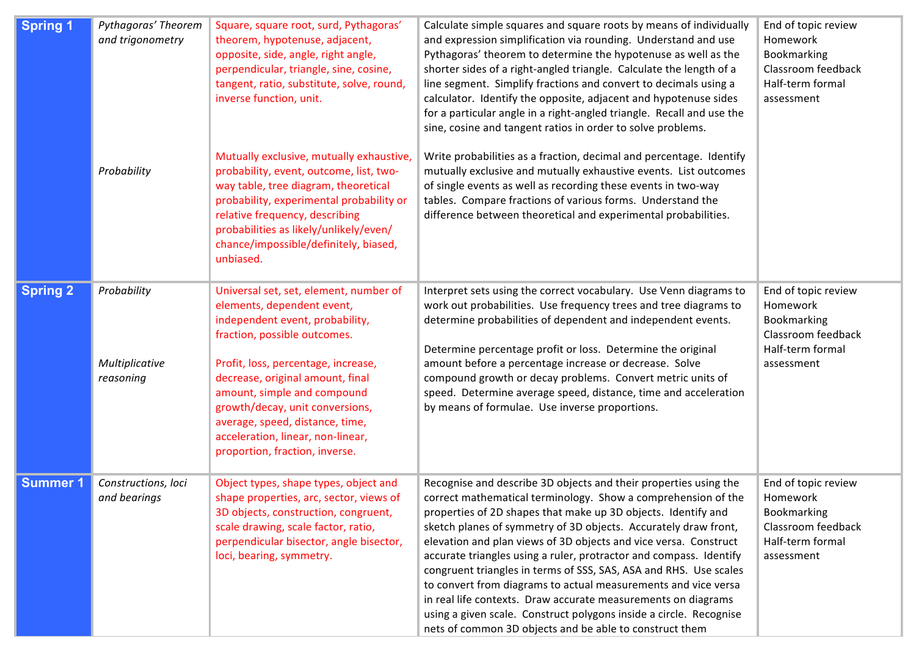| | | | | |
|---|---|---|---|---|
| **Spring 1** | *Pythagoras' Theorem and trigonometry* | Square, square root, surd, Pythagoras' theorem, hypotenuse, adjacent, opposite, side, angle, right angle, perpendicular, triangle, sine, cosine, tangent, ratio, substitute, solve, round, inverse function, unit. | Calculate simple squares and square roots by means of individually and expression simplification via rounding. Understand and use Pythagoras' theorem to determine the hypotenuse as well as the shorter sides of a right-angled triangle. Calculate the length of a line segment. Simplify fractions and convert to decimals using a calculator. Identify the opposite, adjacent and hypotenuse sides for a particular angle in a right-angled triangle. Recall and use the sine, cosine and tangent ratios in order to solve problems. | End of topic review<br>Homework<br>Bookmarking<br>Classroom feedback<br>Half-term formal assessment |
| | *Probability* | Mutually exclusive, mutually exhaustive, probability, event, outcome, list, two-way table, tree diagram, theoretical probability, experimental probability or relative frequency, describing probabilities as likely/unlikely/even/ chance/impossible/definitely, biased, unbiased. | Write probabilities as a fraction, decimal and percentage. Identify mutually exclusive and mutually exhaustive events. List outcomes of single events as well as recording these events in two-way tables. Compare fractions of various forms. Understand the difference between theoretical and experimental probabilities. | |
| **Spring 2** | *Probability* | Universal set, set, element, number of elements, dependent event, independent event, probability, fraction, possible outcomes. | Interpret sets using the correct vocabulary. Use Venn diagrams to work out probabilities. Use frequency trees and tree diagrams to determine probabilities of dependent and independent events. | End of topic review<br>Homework<br>Bookmarking<br>Classroom feedback<br>Half-term formal assessment |
| | *Multiplicative reasoning* | Profit, loss, percentage, increase, decrease, original amount, final amount, simple and compound growth/decay, unit conversions, average, speed, distance, time, acceleration, linear, non-linear, proportion, fraction, inverse. | Determine percentage profit or loss. Determine the original amount before a percentage increase or decrease. Solve compound growth or decay problems. Convert metric units of speed. Determine average speed, distance, time and acceleration by means of formulae. Use inverse proportions. | |
| **Summer 1** | *Constructions, loci and bearings* | Object types, shape types, object and shape properties, arc, sector, views of 3D objects, construction, congruent, scale drawing, scale factor, ratio, perpendicular bisector, angle bisector, loci, bearing, symmetry. | Recognise and describe 3D objects and their properties using the correct mathematical terminology. Show a comprehension of the properties of 2D shapes that make up 3D objects. Identify and sketch planes of symmetry of 3D objects. Accurately draw front, elevation and plan views of 3D objects and vice versa. Construct accurate triangles using a ruler, protractor and compass. Identify congruent triangles in terms of SSS, SAS, ASA and RHS. Use scales to convert from diagrams to actual measurements and vice versa in real life contexts. Draw accurate measurements on diagrams using a given scale. Construct polygons inside a circle. Recognise nets of common 3D objects and be able to construct them | End of topic review<br>Homework<br>Bookmarking<br>Classroom feedback<br>Half-term formal assessment |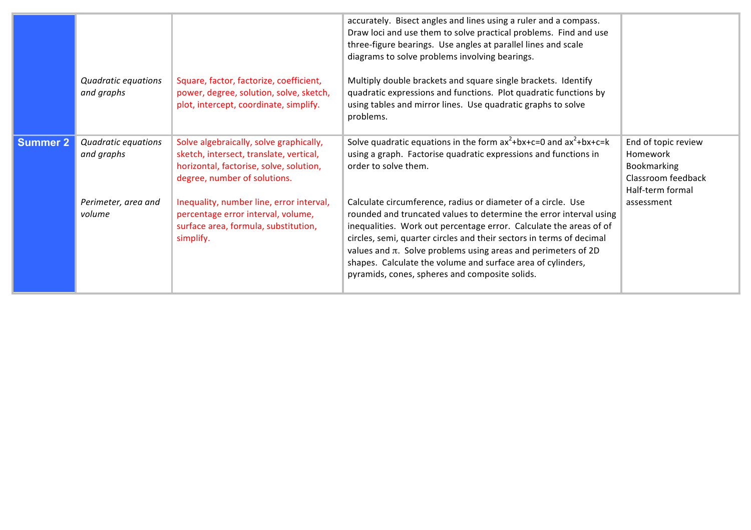| | | | | |
|---|---|---|---|---|
| | | | accurately. Bisect angles and lines using a ruler and a compass. Draw loci and use them to solve practical problems. Find and use three-figure bearings. Use angles at parallel lines and scale diagrams to solve problems involving bearings. | |
| | *Quadratic equations and graphs* | Square, factor, factorize, coefficient, power, degree, solution, solve, sketch, plot, intercept, coordinate, simplify. | Multiply double brackets and square single brackets. Identify quadratic expressions and functions. Plot quadratic functions by using tables and mirror lines. Use quadratic graphs to solve problems. | |
| **Summer 2** | *Quadratic equations and graphs* | Solve algebraically, solve graphically, sketch, intersect, translate, vertical, horizontal, factorise, solve, solution, degree, number of solutions. | Solve quadratic equations in the form $ax^2+bx+c=0$ and $ax^2+bx+c=k$ using a graph. Factorise quadratic expressions and functions in order to solve them. | End of topic review<br>Homework<br>Bookmarking<br>Classroom feedback<br>Half-term formal assessment |
| | *Perimeter, area and volume* | Inequality, number line, error interval, percentage error interval, volume, surface area, formula, substitution, simplify. | Calculate circumference, radius or diameter of a circle. Use rounded and truncated values to determine the error interval using inequalities. Work out percentage error. Calculate the areas of of circles, semi, quarter circles and their sectors in terms of decimal values and $\pi$. Solve problems using areas and perimeters of 2D shapes. Calculate the volume and surface area of cylinders, pyramids, cones, spheres and composite solids. | |